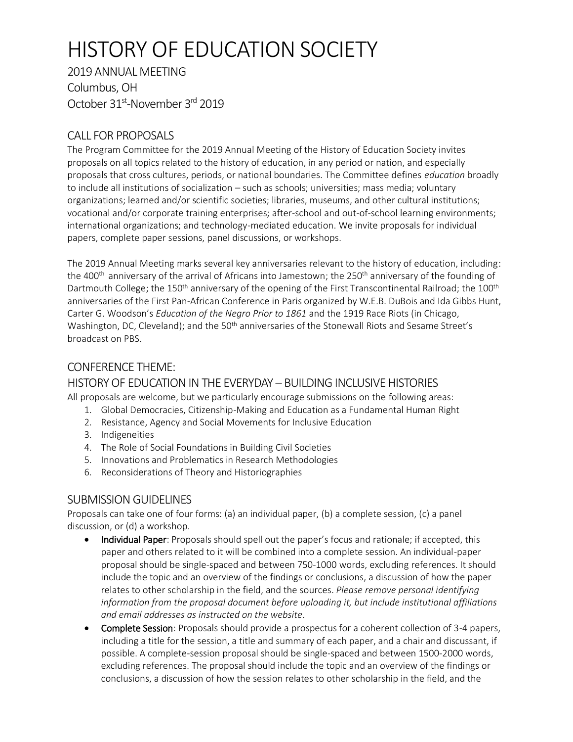# HISTORY OF EDUCATION SOCIETY

2019 ANNUAL MEETING
Columbus, OH
October 31st-November 3rd 2019

## CALL FOR PROPOSALS

The Program Committee for the 2019 Annual Meeting of the History of Education Society invites proposals on all topics related to the history of education, in any period or nation, and especially proposals that cross cultures, periods, or national boundaries. The Committee defines *education* broadly to include all institutions of socialization – such as schools; universities; mass media; voluntary organizations; learned and/or scientific societies; libraries, museums, and other cultural institutions; vocational and/or corporate training enterprises; after-school and out-of-school learning environments; international organizations; and technology-mediated education. We invite proposals for individual papers, complete paper sessions, panel discussions, or workshops.

The 2019 Annual Meeting marks several key anniversaries relevant to the history of education, including: the 400th anniversary of the arrival of Africans into Jamestown; the 250th anniversary of the founding of Dartmouth College; the 150th anniversary of the opening of the First Transcontinental Railroad; the 100th anniversaries of the First Pan-African Conference in Paris organized by W.E.B. DuBois and Ida Gibbs Hunt, Carter G. Woodson's *Education of the Negro Prior to 1861* and the 1919 Race Riots (in Chicago, Washington, DC, Cleveland); and the 50th anniversaries of the Stonewall Riots and Sesame Street's broadcast on PBS.

## CONFERENCE THEME:

## HISTORY OF EDUCATION IN THE EVERYDAY – BUILDING INCLUSIVE HISTORIES

All proposals are welcome, but we particularly encourage submissions on the following areas:

1. Global Democracies, Citizenship-Making and Education as a Fundamental Human Right
2. Resistance, Agency and Social Movements for Inclusive Education
3. Indigeneities
4. The Role of Social Foundations in Building Civil Societies
5. Innovations and Problematics in Research Methodologies
6. Reconsiderations of Theory and Historiographies

## SUBMISSION GUIDELINES

Proposals can take one of four forms: (a) an individual paper, (b) a complete session, (c) a panel discussion, or (d) a workshop.

- **Individual Paper**: Proposals should spell out the paper's focus and rationale; if accepted, this paper and others related to it will be combined into a complete session. An individual-paper proposal should be single-spaced and between 750-1000 words, excluding references. It should include the topic and an overview of the findings or conclusions, a discussion of how the paper relates to other scholarship in the field, and the sources. *Please remove personal identifying information from the proposal document before uploading it, but include institutional affiliations and email addresses as instructed on the website*.
- **Complete Session**: Proposals should provide a prospectus for a coherent collection of 3-4 papers, including a title for the session, a title and summary of each paper, and a chair and discussant, if possible. A complete-session proposal should be single-spaced and between 1500-2000 words, excluding references. The proposal should include the topic and an overview of the findings or conclusions, a discussion of how the session relates to other scholarship in the field, and the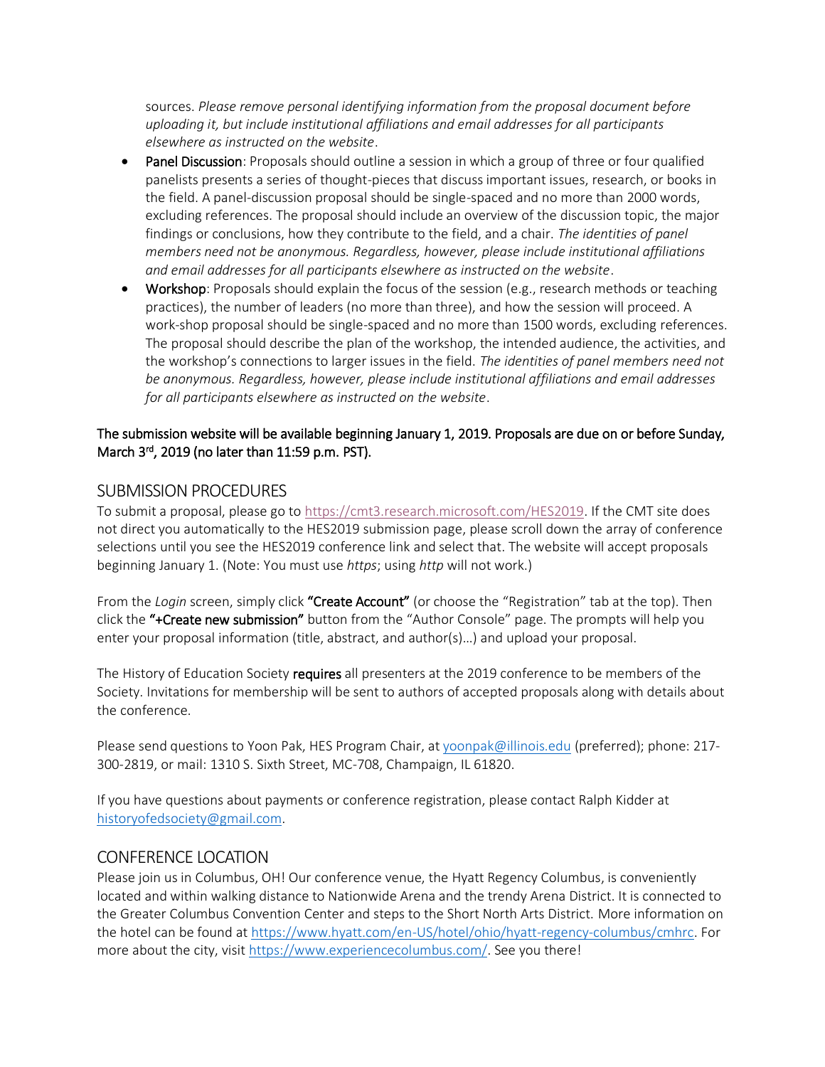sources. *Please remove personal identifying information from the proposal document before uploading it, but include institutional affiliations and email addresses for all participants elsewhere as instructed on the website*.

- **Panel Discussion**: Proposals should outline a session in which a group of three or four qualified panelists presents a series of thought-pieces that discuss important issues, research, or books in the field. A panel-discussion proposal should be single-spaced and no more than 2000 words, excluding references. The proposal should include an overview of the discussion topic, the major findings or conclusions, how they contribute to the field, and a chair. *The identities of panel members need not be anonymous. Regardless, however, please include institutional affiliations and email addresses for all participants elsewhere as instructed on the website*.
- **Workshop**: Proposals should explain the focus of the session (e.g., research methods or teaching practices), the number of leaders (no more than three), and how the session will proceed. A work-shop proposal should be single-spaced and no more than 1500 words, excluding references. The proposal should describe the plan of the workshop, the intended audience, the activities, and the workshop's connections to larger issues in the field. *The identities of panel members need not be anonymous. Regardless, however, please include institutional affiliations and email addresses for all participants elsewhere as instructed on the website*.

**The submission website will be available beginning January 1, 2019. Proposals are due on or before Sunday, March 3rd, 2019 (no later than 11:59 p.m. PST).**

## SUBMISSION PROCEDURES

To submit a proposal, please go to https://cmt3.research.microsoft.com/HES2019. If the CMT site does not direct you automatically to the HES2019 submission page, please scroll down the array of conference selections until you see the HES2019 conference link and select that. The website will accept proposals beginning January 1. (Note: You must use *https*; using *http* will not work.)

From the *Login* screen, simply click **"Create Account"** (or choose the "Registration" tab at the top). Then click the **"+Create new submission"** button from the "Author Console" page. The prompts will help you enter your proposal information (title, abstract, and author(s)…) and upload your proposal.

The History of Education Society **requires** all presenters at the 2019 conference to be members of the Society. Invitations for membership will be sent to authors of accepted proposals along with details about the conference.

Please send questions to Yoon Pak, HES Program Chair, at yoonpak@illinois.edu (preferred); phone: 217-300-2819, or mail: 1310 S. Sixth Street, MC-708, Champaign, IL 61820.

If you have questions about payments or conference registration, please contact Ralph Kidder at historyofedsociety@gmail.com.

## CONFERENCE LOCATION

Please join us in Columbus, OH! Our conference venue, the Hyatt Regency Columbus, is conveniently located and within walking distance to Nationwide Arena and the trendy Arena District. It is connected to the Greater Columbus Convention Center and steps to the Short North Arts District. More information on the hotel can be found at https://www.hyatt.com/en-US/hotel/ohio/hyatt-regency-columbus/cmhrc. For more about the city, visit https://www.experiencecolumbus.com/. See you there!